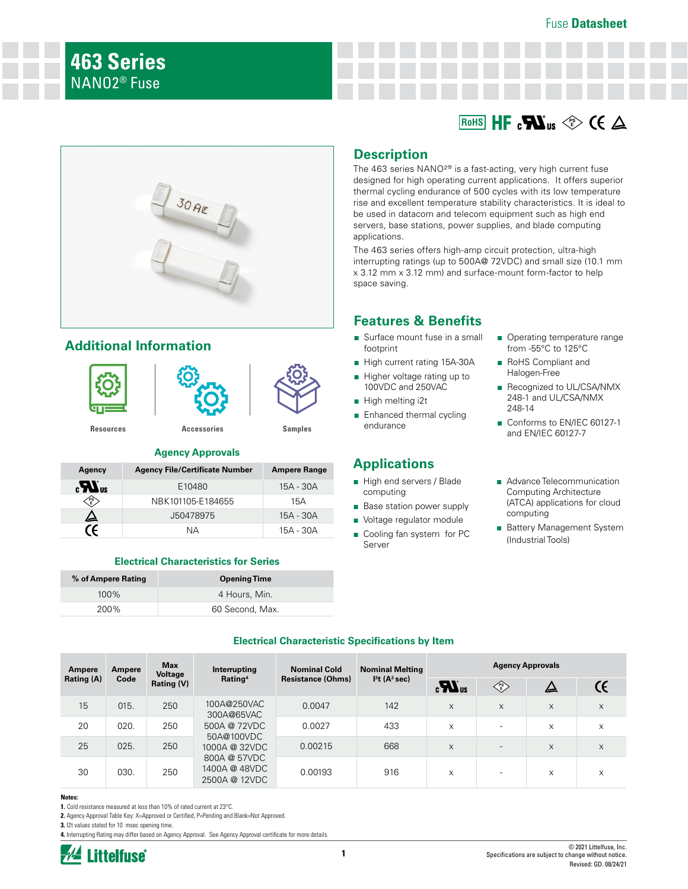# 463 Series

## NANO2® Fuse

## Description

The 463 series NANO2® is a fast-acting, very high current fuse designed for high operating current applications. It offers superior thermal cycling endurance of 500 cycles with its low temperature rise and excellent temperature stability characteristics. It is ideal to be used in datacom and telecom equipment such as high end servers, base stations, power supplies, and blade computing applications.

The 463 series offers high-amp circuit protection, ultra-high interrupting ratings (up to 500A@ 72VDC) and small size (10.1 mm x 3.12 mm x 3.12 mm) and surface-mount form-factor to help space saving.

## Features & Benefits

- Surface mount fuse in a small footprint
- High current rating 15A-30A
- Higher voltage rating up to 100VDC and 250VAC
- High melting i2t
- Enhanced thermal cycling endurance
- Operating temperature range from -55°C to 125°C
- RoHS Compliant and Halogen-Free
- Recognized to UL/CSA/NMX 248-1 and UL/CSA/NMX 248-14
- Conforms to EN/IEC 60127-1 and EN/IEC 60127-7

## Applications

- High end servers / Blade computing
- Base station power supply
- Voltage regulator module
- Cooling fan system for PC Server
- Advance Telecommunication Computing Architecture (ATCA) applications for cloud computing
- Battery Management System (Industrial Tools)

## Additional Information

Resources | Accessories | Samples

### Agency Approvals

| Agency | Agency File/Certificate Number | Ampere Range |
|---|---|---|
| cULus | E10480 | 15A - 30A |
| PSE | NBK101105-E184655 | 15A |
| CCC | J50478975 | 15A - 30A |
| CE | NA | 15A - 30A |

### Electrical Characteristics for Series

| % of Ampere Rating | Opening Time |
|---|---|
| 100% | 4 Hours, Min. |
| 200% | 60 Second, Max. |

### Electrical Characteristic Specifications by Item

| Ampere Rating (A) | Ampere Code | Max Voltage Rating (V) | Interrupting Rating[4] | Nominal Cold Resistance (Ohms) | Nominal Melting I²t (A² sec) | Agency Approvals | | | |
|---|---|---|---|---|---|---|---|---|---|
| | | | | | | cULus | PSE | CCC | CE |
| 15 | 015. | 250 | 100A@250VAC<br>300A@65VAC<br>500A @ 72VDC<br>50A@100VDC<br>1000A @ 32VDC<br>800A @ 57VDC<br>1400A @ 48VDC<br>2500A @ 12VDC | 0.0047 | 142 | x | x | x | x |
| 20 | 020. | 250 | | 0.0027 | 433 | x | - | x | x |
| 25 | 025. | 250 | | 0.00215 | 668 | x | - | x | x |
| 30 | 030. | 250 | | 0.00193 | 916 | x | - | x | x |

**Notes:**

1. Cold resistance measured at less than 10% of rated current at 23°C.
2. Agency Approval Table Key: X=Approved or Certified, P=Pending and Blank=Not Approved.
3. I2t values stated for 10 msec opening time.
4. Interrupting Rating may differ based on Agency Approval. See Agency Approval certificate for more details.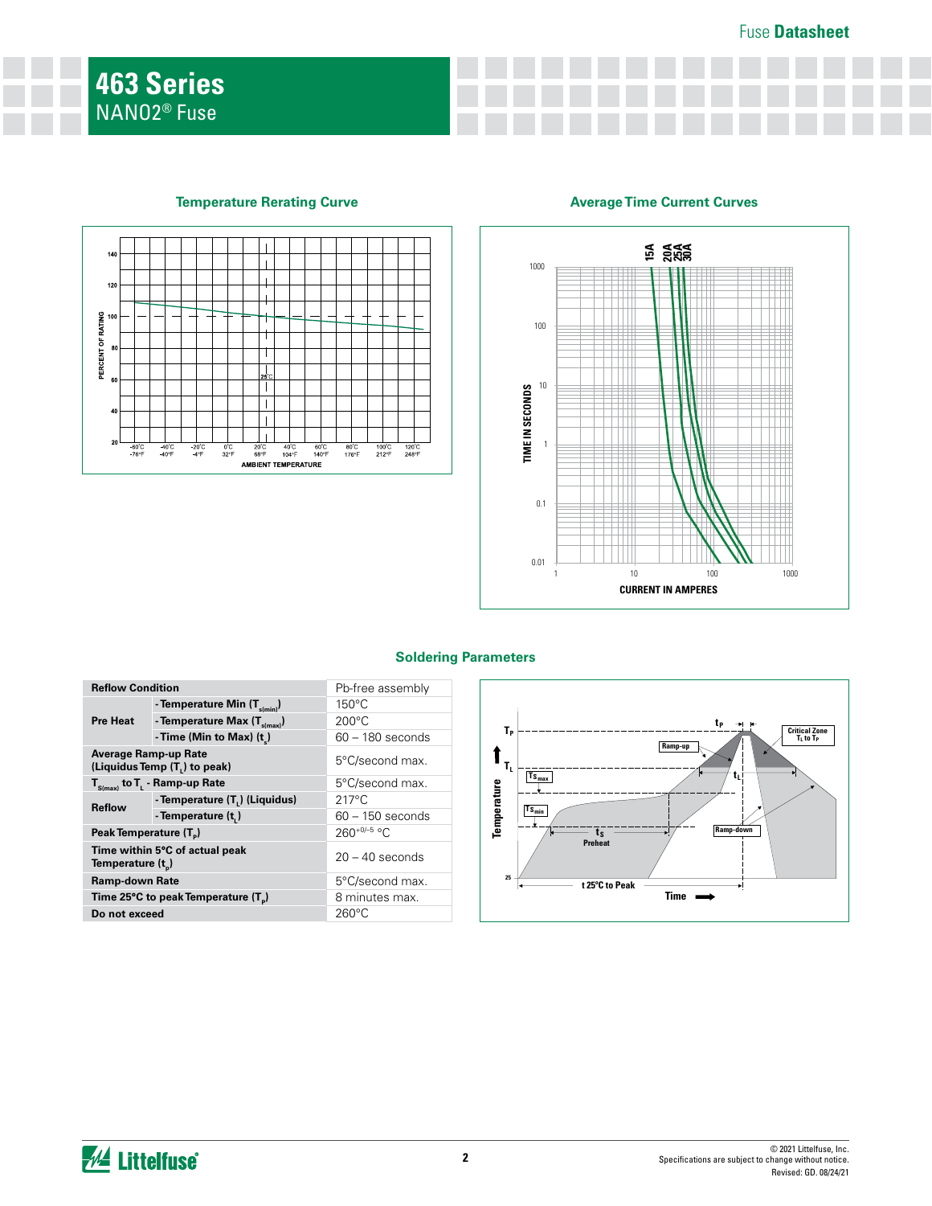# 463 Series

NANO2® Fuse

## Temperature Rerating Curve

## Average Time Current Curves

## Soldering Parameters

| Reflow Condition | | Pb-free assembly |
|---|---|---|
| Pre Heat | - Temperature Min ($T_{s(min)}$) | 150°C |
| | - Temperature Max ($T_{s(max)}$) | 200°C |
| | - Time (Min to Max) ($t_s$) | 60 – 180 seconds |
| Average Ramp-up Rate (Liquidus Temp ($T_L$) to peak) | | 5°C/second max. |
| $T_{S(max)}$ to $T_L$ - Ramp-up Rate | | 5°C/second max. |
| Reflow | - Temperature ($T_L$) (Liquidus) | 217°C |
| | - Temperature ($t_L$) | 60 – 150 seconds |
| Peak Temperature ($T_P$) | | $260^{+0/-5}$ °C |
| Time within 5°C of actual peak Temperature ($t_p$) | | 20 – 40 seconds |
| Ramp-down Rate | | 5°C/second max. |
| Time 25°C to peak Temperature ($T_P$) | | 8 minutes max. |
| Do not exceed | | 260°C |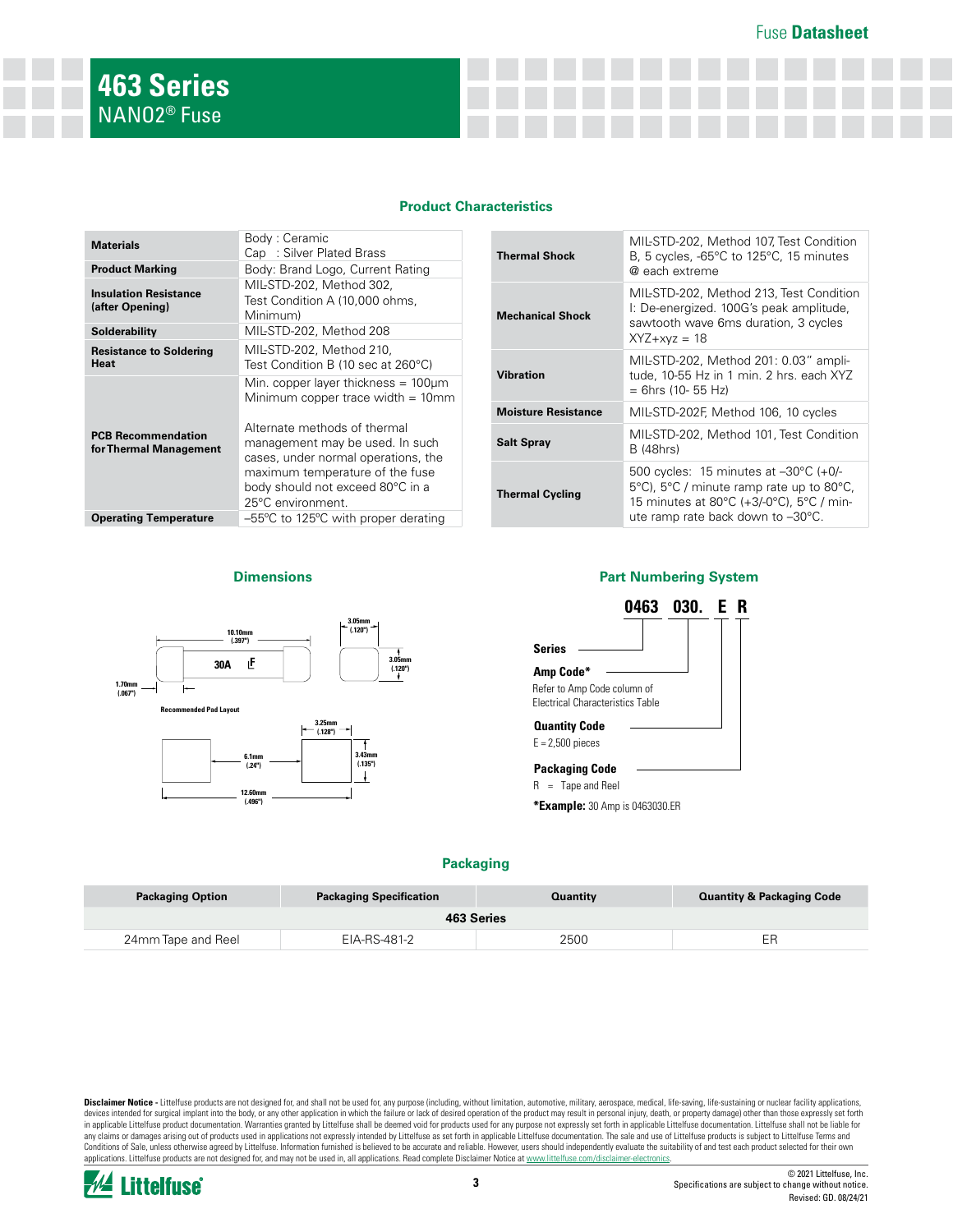# 463 Series

NANO2® Fuse

## Product Characteristics

| | |
|---|---|
| **Materials** | Body : Ceramic<br>Cap : Silver Plated Brass |
| **Product Marking** | Body: Brand Logo, Current Rating |
| **Insulation Resistance (after Opening)** | MIL-STD-202, Method 302, Test Condition A (10,000 ohms, Minimum) |
| **Solderability** | MIL-STD-202, Method 208 |
| **Resistance to Soldering Heat** | MIL-STD-202, Method 210, Test Condition B (10 sec at 260°C) |
| **PCB Recommendation for Thermal Management** | Min. copper layer thickness = 100μm<br>Minimum copper trace width = 10mm<br><br>Alternate methods of thermal management may be used. In such cases, under normal operations, the maximum temperature of the fuse body should not exceed 80°C in a 25°C environment. |
| **Operating Temperature** | –55°C to 125°C with proper derating |

| | |
|---|---|
| **Thermal Shock** | MIL-STD-202, Method 107, Test Condition B, 5 cycles, -65°C to 125°C, 15 minutes @ each extreme |
| **Mechanical Shock** | MIL-STD-202, Method 213, Test Condition I: De-energized. 100G's peak amplitude, sawtooth wave 6ms duration, 3 cycles XYZ+xyz = 18 |
| **Vibration** | MIL-STD-202, Method 201: 0.03" amplitude, 10-55 Hz in 1 min. 2 hrs. each XYZ = 6hrs (10- 55 Hz) |
| **Moisture Resistance** | MIL-STD-202F, Method 106, 10 cycles |
| **Salt Spray** | MIL-STD-202, Method 101, Test Condition B (48hrs) |
| **Thermal Cycling** | 500 cycles: 15 minutes at –30°C (+0/-5°C), 5°C / minute ramp rate up to 80°C, 15 minutes at 80°C (+3/-0°C), 5°C / minute ramp rate back down to –30°C. |

## Dimensions

10.10mm (.397")
30A
3.05mm (.120")
3.05mm (.120")
1.70mm (.067")

Recommended Pad Layout

3.25mm (.128")
6.1mm (.24")
3.43mm (.135")
12.60mm (.496")

## Part Numbering System

**0463 030. E R**

**Series**

**Amp Code***
Refer to Amp Code column of Electrical Characteristics Table

**Quantity Code**
E = 2,500 pieces

**Packaging Code**
R = Tape and Reel

***Example:** 30 Amp is 0463030.ER

## Packaging

| Packaging Option | Packaging Specification | Quantity | Quantity & Packaging Code |
|---|---|---|---|
| **463 Series** | | | |
| 24mm Tape and Reel | EIA-RS-481-2 | 2500 | ER |

**Disclaimer Notice** - Littelfuse products are not designed for, and shall not be used for, any purpose (including, without limitation, automotive, military, aerospace, medical, life-saving, life-sustaining or nuclear facility applications, devices intended for surgical implant into the body, or any other application in which the failure or lack of desired operation of the product may result in personal injury, death, or property damage) other than those expressly set forth in applicable Littelfuse product documentation. Warranties granted by Littelfuse shall be deemed void for products used for any purpose not expressly set forth in applicable Littelfuse documentation. Littelfuse shall not be liable for any claims or damages arising out of products used in applications not expressly intended by Littelfuse as set forth in applicable Littelfuse documentation. The sale and use of Littelfuse products is subject to Littelfuse Terms and Conditions of Sale, unless otherwise agreed by Littelfuse. Information furnished is believed to be accurate and reliable. However, users should independently evaluate the suitability of and test each product selected for their own applications. Littelfuse products are not designed for, and may not be used in, all applications. Read complete Disclaimer Notice at www.littelfuse.com/disclaimer-electronics.

© 2021 Littelfuse, Inc.
Specifications are subject to change without notice.
Revised: GD. 08/24/21